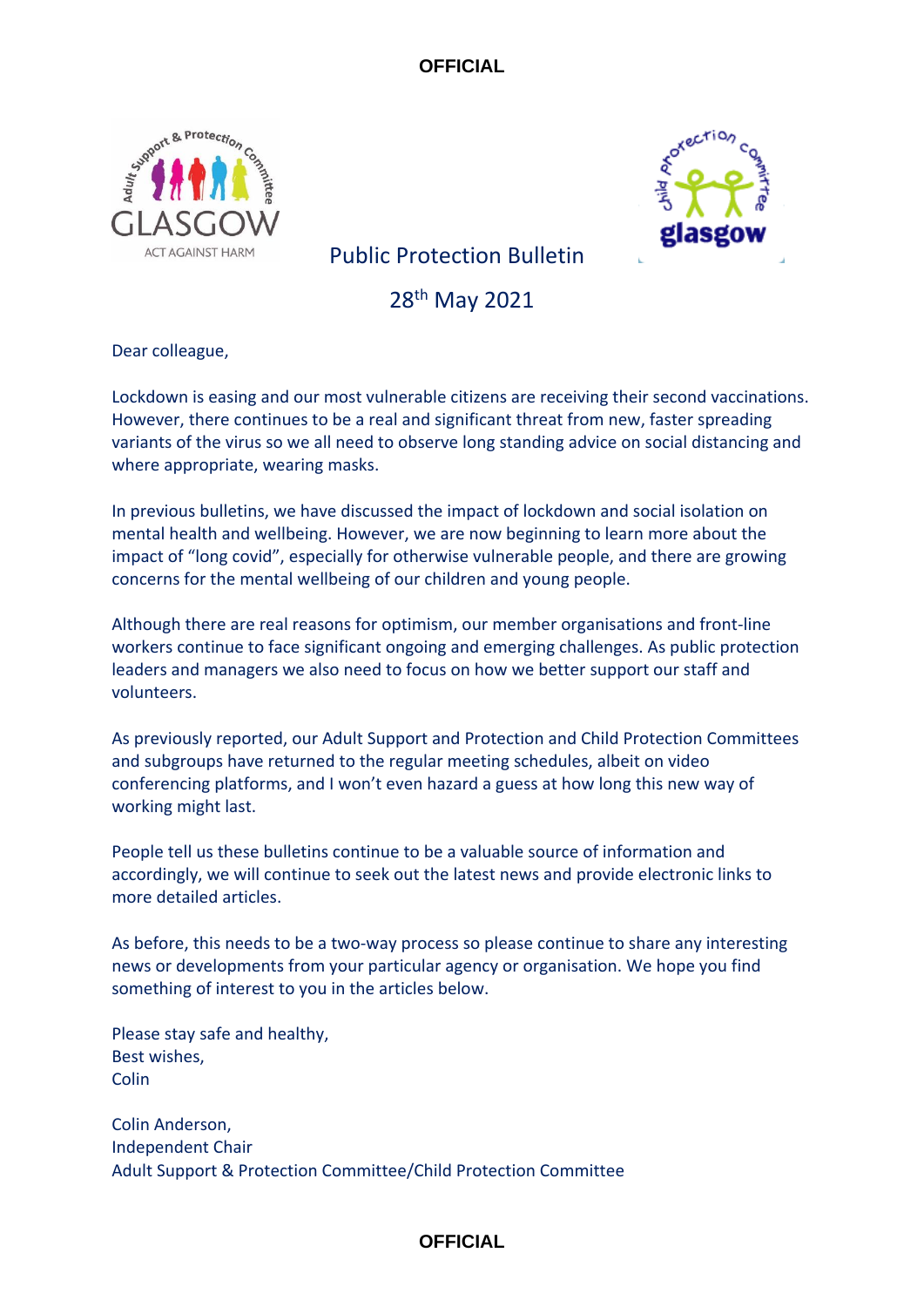# Public Protection Bulletin

## 28th May 2021

Dear colleague,

Lockdown is easing and our most vulnerable citizens are receiving their second vaccinations. However, there continues to be a real and significant threat from new, faster spreading variants of the virus so we all need to observe long standing advice on social distancing and where appropriate, wearing masks.

In previous bulletins, we have discussed the impact of lockdown and social isolation on mental health and wellbeing. However, we are now beginning to learn more about the impact of "long covid", especially for otherwise vulnerable people, and there are growing concerns for the mental wellbeing of our children and young people.

Although there are real reasons for optimism, our member organisations and front-line workers continue to face significant ongoing and emerging challenges. As public protection leaders and managers we also need to focus on how we better support our staff and volunteers.

As previously reported, our Adult Support and Protection and Child Protection Committees and subgroups have returned to the regular meeting schedules, albeit on video conferencing platforms, and I won't even hazard a guess at how long this new way of working might last.

People tell us these bulletins continue to be a valuable source of information and accordingly, we will continue to seek out the latest news and provide electronic links to more detailed articles.

As before, this needs to be a two-way process so please continue to share any interesting news or developments from your particular agency or organisation. We hope you find something of interest to you in the articles below.

Please stay safe and healthy,
Best wishes,
Colin

Colin Anderson,
Independent Chair
Adult Support & Protection Committee/Child Protection Committee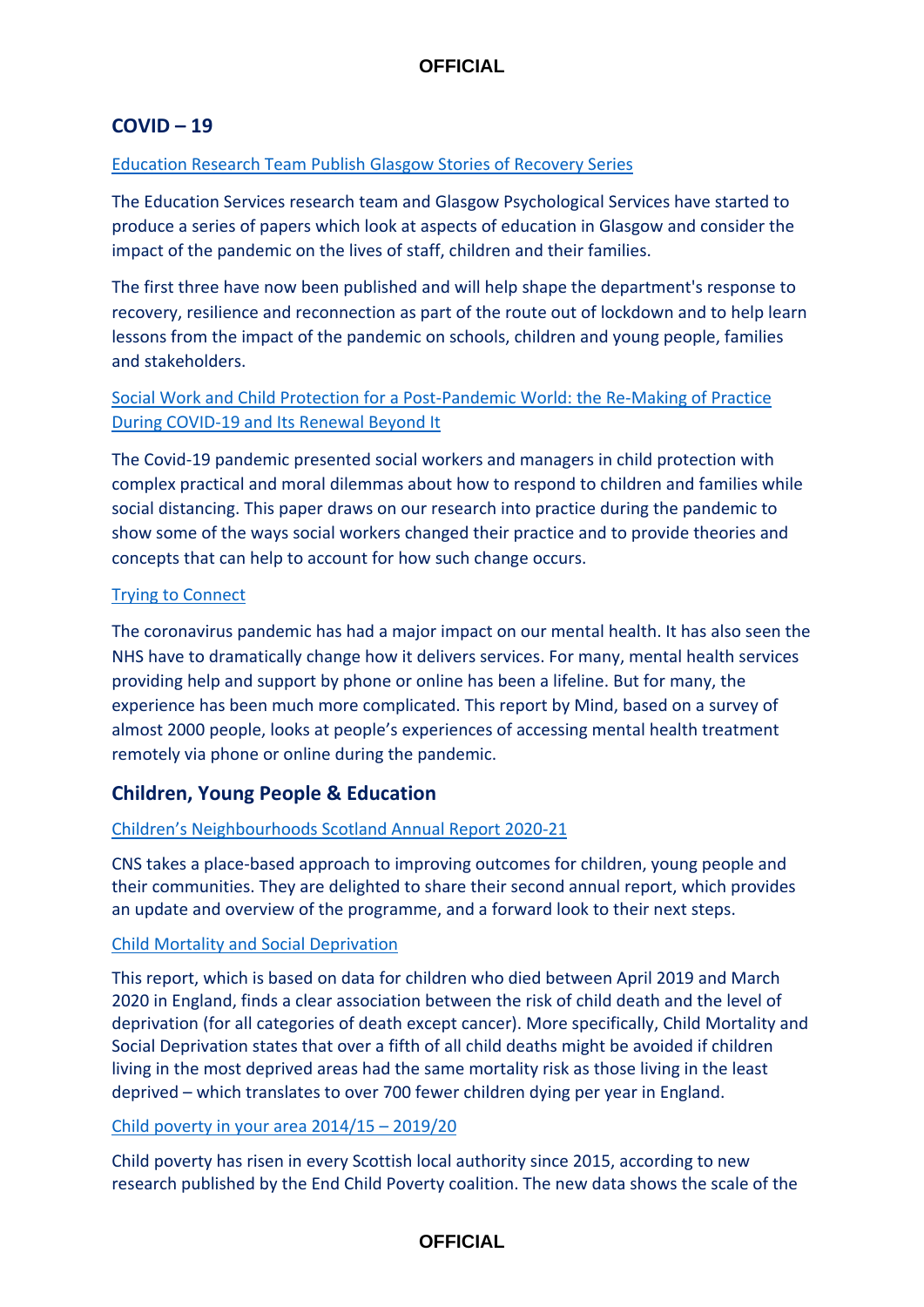## COVID – 19

Education Research Team Publish Glasgow Stories of Recovery Series

The Education Services research team and Glasgow Psychological Services have started to produce a series of papers which look at aspects of education in Glasgow and consider the impact of the pandemic on the lives of staff, children and their families.

The first three have now been published and will help shape the department's response to recovery, resilience and reconnection as part of the route out of lockdown and to help learn lessons from the impact of the pandemic on schools, children and young people, families and stakeholders.

Social Work and Child Protection for a Post-Pandemic World: the Re-Making of Practice During COVID-19 and Its Renewal Beyond It

The Covid-19 pandemic presented social workers and managers in child protection with complex practical and moral dilemmas about how to respond to children and families while social distancing. This paper draws on our research into practice during the pandemic to show some of the ways social workers changed their practice and to provide theories and concepts that can help to account for how such change occurs.

Trying to Connect

The coronavirus pandemic has had a major impact on our mental health. It has also seen the NHS have to dramatically change how it delivers services. For many, mental health services providing help and support by phone or online has been a lifeline. But for many, the experience has been much more complicated. This report by Mind, based on a survey of almost 2000 people, looks at people's experiences of accessing mental health treatment remotely via phone or online during the pandemic.

## Children, Young People & Education

Children's Neighbourhoods Scotland Annual Report 2020-21

CNS takes a place-based approach to improving outcomes for children, young people and their communities. They are delighted to share their second annual report, which provides an update and overview of the programme, and a forward look to their next steps.

Child Mortality and Social Deprivation

This report, which is based on data for children who died between April 2019 and March 2020 in England, finds a clear association between the risk of child death and the level of deprivation (for all categories of death except cancer). More specifically, Child Mortality and Social Deprivation states that over a fifth of all child deaths might be avoided if children living in the most deprived areas had the same mortality risk as those living in the least deprived – which translates to over 700 fewer children dying per year in England.

Child poverty in your area 2014/15 – 2019/20

Child poverty has risen in every Scottish local authority since 2015, according to new research published by the End Child Poverty coalition. The new data shows the scale of the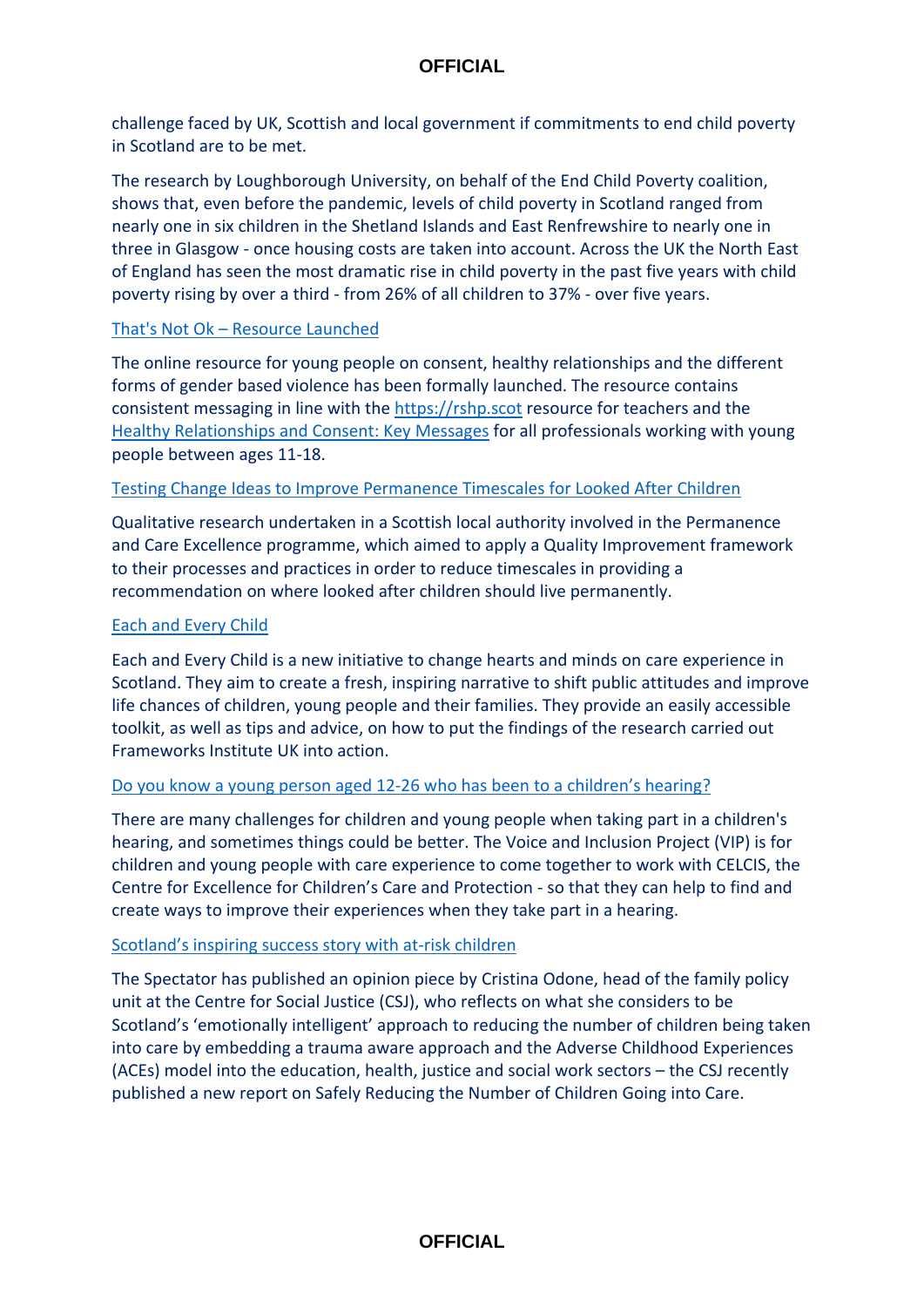challenge faced by UK, Scottish and local government if commitments to end child poverty in Scotland are to be met.

The research by Loughborough University, on behalf of the End Child Poverty coalition, shows that, even before the pandemic, levels of child poverty in Scotland ranged from nearly one in six children in the Shetland Islands and East Renfrewshire to nearly one in three in Glasgow - once housing costs are taken into account. Across the UK the North East of England has seen the most dramatic rise in child poverty in the past five years with child poverty rising by over a third - from 26% of all children to 37% - over five years.

That's Not Ok – Resource Launched

The online resource for young people on consent, healthy relationships and the different forms of gender based violence has been formally launched. The resource contains consistent messaging in line with the https://rshp.scot resource for teachers and the Healthy Relationships and Consent: Key Messages for all professionals working with young people between ages 11-18.

Testing Change Ideas to Improve Permanence Timescales for Looked After Children

Qualitative research undertaken in a Scottish local authority involved in the Permanence and Care Excellence programme, which aimed to apply a Quality Improvement framework to their processes and practices in order to reduce timescales in providing a recommendation on where looked after children should live permanently.

Each and Every Child

Each and Every Child is a new initiative to change hearts and minds on care experience in Scotland. They aim to create a fresh, inspiring narrative to shift public attitudes and improve life chances of children, young people and their families. They provide an easily accessible toolkit, as well as tips and advice, on how to put the findings of the research carried out Frameworks Institute UK into action.

Do you know a young person aged 12-26 who has been to a children's hearing?

There are many challenges for children and young people when taking part in a children's hearing, and sometimes things could be better. The Voice and Inclusion Project (VIP) is for children and young people with care experience to come together to work with CELCIS, the Centre for Excellence for Children's Care and Protection - so that they can help to find and create ways to improve their experiences when they take part in a hearing.

Scotland's inspiring success story with at-risk children

The Spectator has published an opinion piece by Cristina Odone, head of the family policy unit at the Centre for Social Justice (CSJ), who reflects on what she considers to be Scotland's 'emotionally intelligent' approach to reducing the number of children being taken into care by embedding a trauma aware approach and the Adverse Childhood Experiences (ACEs) model into the education, health, justice and social work sectors – the CSJ recently published a new report on Safely Reducing the Number of Children Going into Care.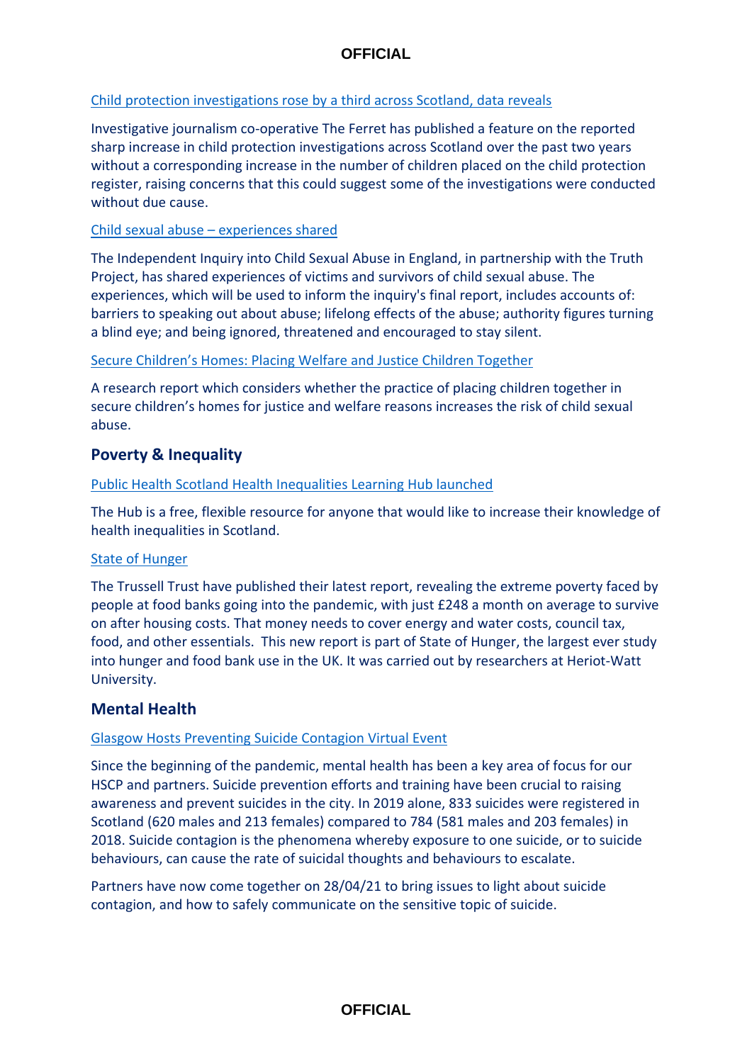[Child protection investigations rose by a third across Scotland, data reveals]

Investigative journalism co-operative The Ferret has published a feature on the reported sharp increase in child protection investigations across Scotland over the past two years without a corresponding increase in the number of children placed on the child protection register, raising concerns that this could suggest some of the investigations were conducted without due cause.

[Child sexual abuse – experiences shared]

The Independent Inquiry into Child Sexual Abuse in England, in partnership with the Truth Project, has shared experiences of victims and survivors of child sexual abuse. The experiences, which will be used to inform the inquiry's final report, includes accounts of: barriers to speaking out about abuse; lifelong effects of the abuse; authority figures turning a blind eye; and being ignored, threatened and encouraged to stay silent.

[Secure Children's Homes: Placing Welfare and Justice Children Together]

A research report which considers whether the practice of placing children together in secure children's homes for justice and welfare reasons increases the risk of child sexual abuse.

## Poverty & Inequality

[Public Health Scotland Health Inequalities Learning Hub launched]

The Hub is a free, flexible resource for anyone that would like to increase their knowledge of health inequalities in Scotland.

[State of Hunger]

The Trussell Trust have published their latest report, revealing the extreme poverty faced by people at food banks going into the pandemic, with just £248 a month on average to survive on after housing costs. That money needs to cover energy and water costs, council tax, food, and other essentials. This new report is part of State of Hunger, the largest ever study into hunger and food bank use in the UK. It was carried out by researchers at Heriot-Watt University.

## Mental Health

[Glasgow Hosts Preventing Suicide Contagion Virtual Event]

Since the beginning of the pandemic, mental health has been a key area of focus for our HSCP and partners. Suicide prevention efforts and training have been crucial to raising awareness and prevent suicides in the city. In 2019 alone, 833 suicides were registered in Scotland (620 males and 213 females) compared to 784 (581 males and 203 females) in 2018. Suicide contagion is the phenomena whereby exposure to one suicide, or to suicide behaviours, can cause the rate of suicidal thoughts and behaviours to escalate.

Partners have now come together on 28/04/21 to bring issues to light about suicide contagion, and how to safely communicate on the sensitive topic of suicide.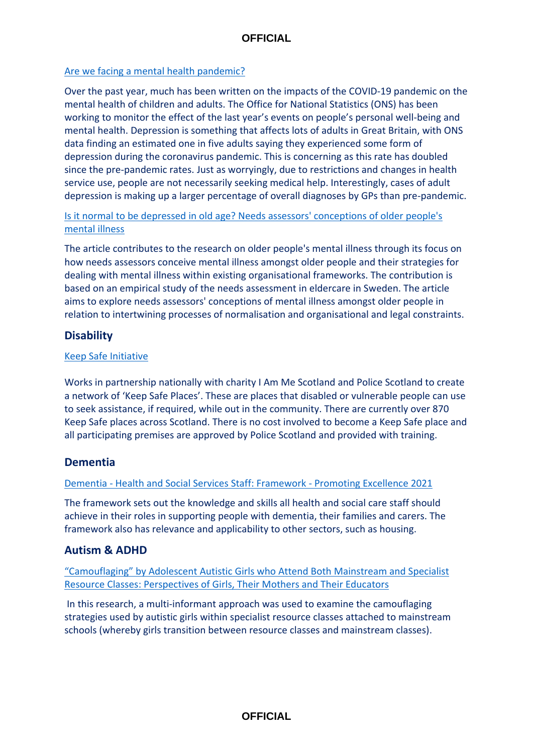[Are we facing a mental health pandemic?]

Over the past year, much has been written on the impacts of the COVID-19 pandemic on the mental health of children and adults. The Office for National Statistics (ONS) has been working to monitor the effect of the last year's events on people's personal well-being and mental health. Depression is something that affects lots of adults in Great Britain, with ONS data finding an estimated one in five adults saying they experienced some form of depression during the coronavirus pandemic. This is concerning as this rate has doubled since the pre-pandemic rates. Just as worryingly, due to restrictions and changes in health service use, people are not necessarily seeking medical help. Interestingly, cases of adult depression is making up a larger percentage of overall diagnoses by GPs than pre-pandemic.

[Is it normal to be depressed in old age? Needs assessors' conceptions of older people's mental illness]

The article contributes to the research on older people's mental illness through its focus on how needs assessors conceive mental illness amongst older people and their strategies for dealing with mental illness within existing organisational frameworks. The contribution is based on an empirical study of the needs assessment in eldercare in Sweden. The article aims to explore needs assessors' conceptions of mental illness amongst older people in relation to intertwining processes of normalisation and organisational and legal constraints.

## Disability

[Keep Safe Initiative]

Works in partnership nationally with charity I Am Me Scotland and Police Scotland to create a network of 'Keep Safe Places'. These are places that disabled or vulnerable people can use to seek assistance, if required, while out in the community. There are currently over 870 Keep Safe places across Scotland. There is no cost involved to become a Keep Safe place and all participating premises are approved by Police Scotland and provided with training.

## Dementia

[Dementia - Health and Social Services Staff: Framework - Promoting Excellence 2021]

The framework sets out the knowledge and skills all health and social care staff should achieve in their roles in supporting people with dementia, their families and carers. The framework also has relevance and applicability to other sectors, such as housing.

## Autism & ADHD

["Camouflaging" by Adolescent Autistic Girls who Attend Both Mainstream and Specialist Resource Classes: Perspectives of Girls, Their Mothers and Their Educators]

In this research, a multi-informant approach was used to examine the camouflaging strategies used by autistic girls within specialist resource classes attached to mainstream schools (whereby girls transition between resource classes and mainstream classes).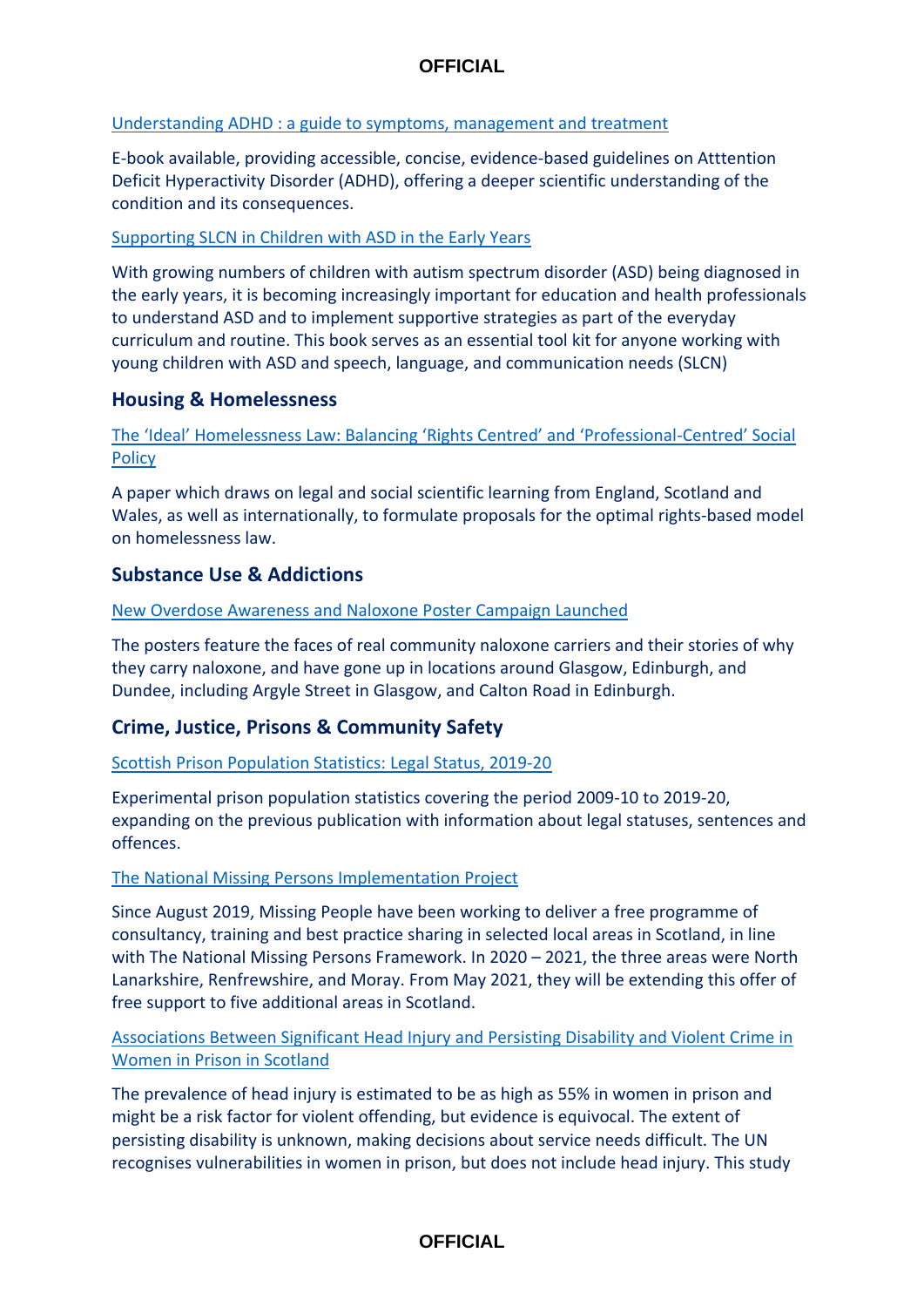Understanding ADHD : a guide to symptoms, management and treatment

E-book available, providing accessible, concise, evidence-based guidelines on Atttention Deficit Hyperactivity Disorder (ADHD), offering a deeper scientific understanding of the condition and its consequences.

Supporting SLCN in Children with ASD in the Early Years

With growing numbers of children with autism spectrum disorder (ASD) being diagnosed in the early years, it is becoming increasingly important for education and health professionals to understand ASD and to implement supportive strategies as part of the everyday curriculum and routine. This book serves as an essential tool kit for anyone working with young children with ASD and speech, language, and communication needs (SLCN)

## Housing & Homelessness

The 'Ideal' Homelessness Law: Balancing 'Rights Centred' and 'Professional-Centred' Social Policy

A paper which draws on legal and social scientific learning from England, Scotland and Wales, as well as internationally, to formulate proposals for the optimal rights-based model on homelessness law.

## Substance Use & Addictions

New Overdose Awareness and Naloxone Poster Campaign Launched

The posters feature the faces of real community naloxone carriers and their stories of why they carry naloxone, and have gone up in locations around Glasgow, Edinburgh, and Dundee, including Argyle Street in Glasgow, and Calton Road in Edinburgh.

## Crime, Justice, Prisons & Community Safety

Scottish Prison Population Statistics: Legal Status, 2019-20

Experimental prison population statistics covering the period 2009-10 to 2019-20, expanding on the previous publication with information about legal statuses, sentences and offences.

The National Missing Persons Implementation Project

Since August 2019, Missing People have been working to deliver a free programme of consultancy, training and best practice sharing in selected local areas in Scotland, in line with The National Missing Persons Framework. In 2020 – 2021, the three areas were North Lanarkshire, Renfrewshire, and Moray. From May 2021, they will be extending this offer of free support to five additional areas in Scotland.

Associations Between Significant Head Injury and Persisting Disability and Violent Crime in Women in Prison in Scotland

The prevalence of head injury is estimated to be as high as 55% in women in prison and might be a risk factor for violent offending, but evidence is equivocal. The extent of persisting disability is unknown, making decisions about service needs difficult. The UN recognises vulnerabilities in women in prison, but does not include head injury. This study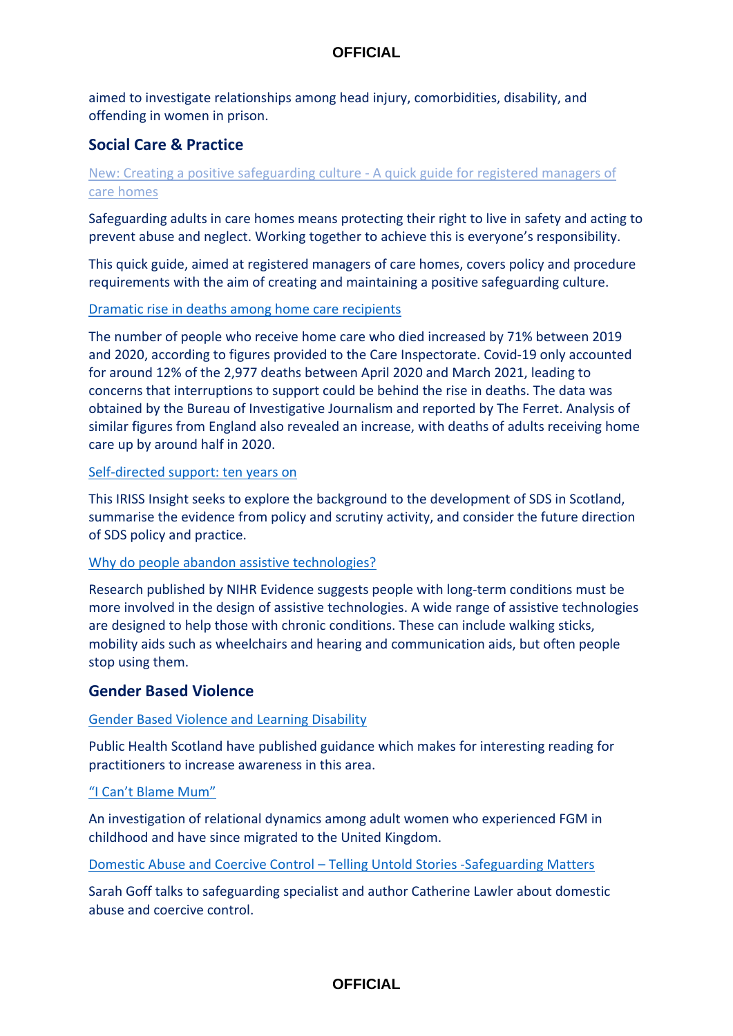aimed to investigate relationships among head injury, comorbidities, disability, and offending in women in prison.

## Social Care & Practice

New: Creating a positive safeguarding culture - A quick guide for registered managers of care homes

Safeguarding adults in care homes means protecting their right to live in safety and acting to prevent abuse and neglect. Working together to achieve this is everyone's responsibility.

This quick guide, aimed at registered managers of care homes, covers policy and procedure requirements with the aim of creating and maintaining a positive safeguarding culture.

Dramatic rise in deaths among home care recipients

The number of people who receive home care who died increased by 71% between 2019 and 2020, according to figures provided to the Care Inspectorate. Covid-19 only accounted for around 12% of the 2,977 deaths between April 2020 and March 2021, leading to concerns that interruptions to support could be behind the rise in deaths. The data was obtained by the Bureau of Investigative Journalism and reported by The Ferret. Analysis of similar figures from England also revealed an increase, with deaths of adults receiving home care up by around half in 2020.

Self-directed support: ten years on

This IRISS Insight seeks to explore the background to the development of SDS in Scotland, summarise the evidence from policy and scrutiny activity, and consider the future direction of SDS policy and practice.

Why do people abandon assistive technologies?

Research published by NIHR Evidence suggests people with long-term conditions must be more involved in the design of assistive technologies. A wide range of assistive technologies are designed to help those with chronic conditions. These can include walking sticks, mobility aids such as wheelchairs and hearing and communication aids, but often people stop using them.

## Gender Based Violence

Gender Based Violence and Learning Disability

Public Health Scotland have published guidance which makes for interesting reading for practitioners to increase awareness in this area.

"I Can't Blame Mum"

An investigation of relational dynamics among adult women who experienced FGM in childhood and have since migrated to the United Kingdom.

Domestic Abuse and Coercive Control – Telling Untold Stories -Safeguarding Matters

Sarah Goff talks to safeguarding specialist and author Catherine Lawler about domestic abuse and coercive control.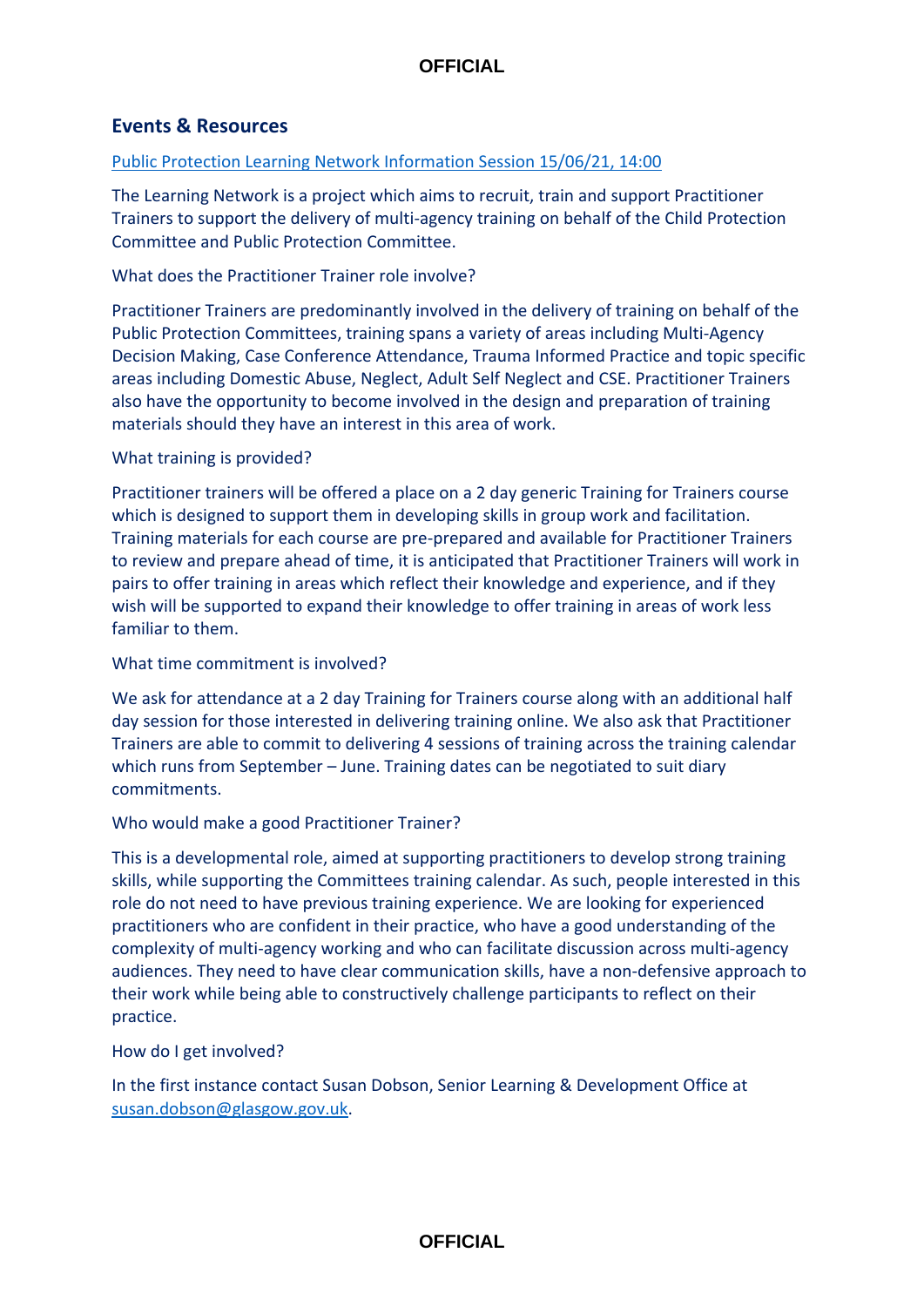## Events & Resources

[Public Protection Learning Network Information Session 15/06/21, 14:00]

The Learning Network is a project which aims to recruit, train and support Practitioner Trainers to support the delivery of multi-agency training on behalf of the Child Protection Committee and Public Protection Committee.

What does the Practitioner Trainer role involve?

Practitioner Trainers are predominantly involved in the delivery of training on behalf of the Public Protection Committees, training spans a variety of areas including Multi-Agency Decision Making, Case Conference Attendance, Trauma Informed Practice and topic specific areas including Domestic Abuse, Neglect, Adult Self Neglect and CSE. Practitioner Trainers also have the opportunity to become involved in the design and preparation of training materials should they have an interest in this area of work.

What training is provided?

Practitioner trainers will be offered a place on a 2 day generic Training for Trainers course which is designed to support them in developing skills in group work and facilitation. Training materials for each course are pre-prepared and available for Practitioner Trainers to review and prepare ahead of time, it is anticipated that Practitioner Trainers will work in pairs to offer training in areas which reflect their knowledge and experience, and if they wish will be supported to expand their knowledge to offer training in areas of work less familiar to them.

What time commitment is involved?

We ask for attendance at a 2 day Training for Trainers course along with an additional half day session for those interested in delivering training online. We also ask that Practitioner Trainers are able to commit to delivering 4 sessions of training across the training calendar which runs from September – June. Training dates can be negotiated to suit diary commitments.

Who would make a good Practitioner Trainer?

This is a developmental role, aimed at supporting practitioners to develop strong training skills, while supporting the Committees training calendar. As such, people interested in this role do not need to have previous training experience. We are looking for experienced practitioners who are confident in their practice, who have a good understanding of the complexity of multi-agency working and who can facilitate discussion across multi-agency audiences. They need to have clear communication skills, have a non-defensive approach to their work while being able to constructively challenge participants to reflect on their practice.

How do I get involved?

In the first instance contact Susan Dobson, Senior Learning & Development Office at susan.dobson@glasgow.gov.uk.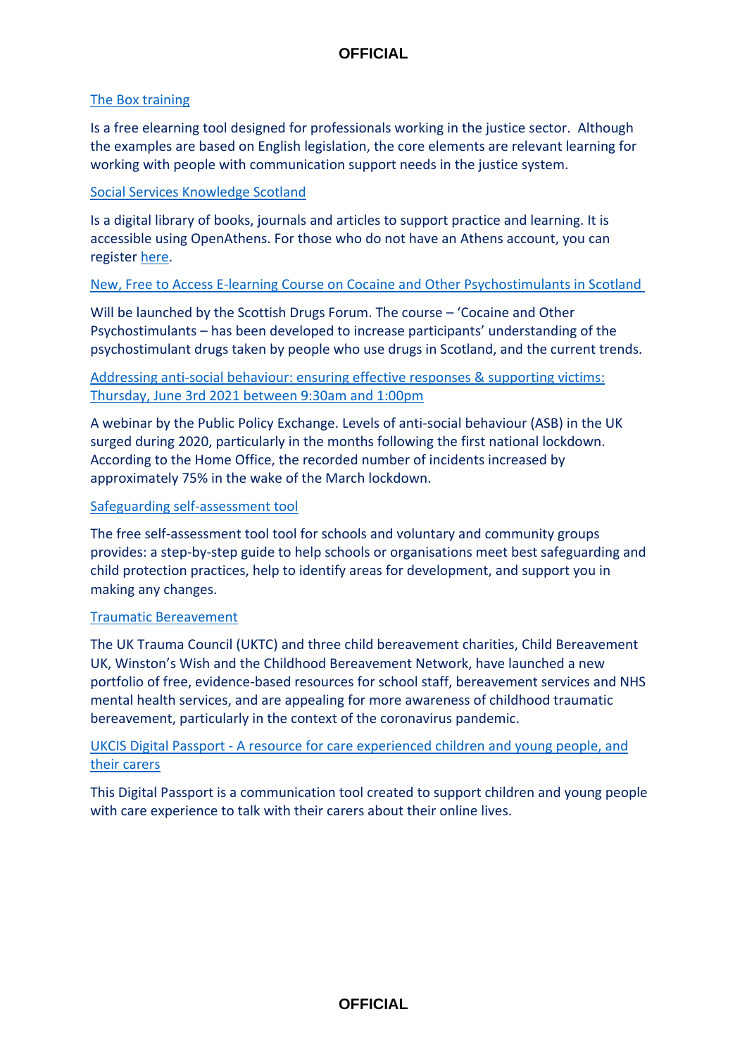The Box training

Is a free elearning tool designed for professionals working in the justice sector. Although the examples are based on English legislation, the core elements are relevant learning for working with people with communication support needs in the justice system.

Social Services Knowledge Scotland

Is a digital library of books, journals and articles to support practice and learning. It is accessible using OpenAthens. For those who do not have an Athens account, you can register here.

New, Free to Access E-learning Course on Cocaine and Other Psychostimulants in Scotland

Will be launched by the Scottish Drugs Forum. The course – 'Cocaine and Other Psychostimulants – has been developed to increase participants' understanding of the psychostimulant drugs taken by people who use drugs in Scotland, and the current trends.

Addressing anti-social behaviour: ensuring effective responses & supporting victims: Thursday, June 3rd 2021 between 9:30am and 1:00pm

A webinar by the Public Policy Exchange. Levels of anti-social behaviour (ASB) in the UK surged during 2020, particularly in the months following the first national lockdown. According to the Home Office, the recorded number of incidents increased by approximately 75% in the wake of the March lockdown.

Safeguarding self-assessment tool

The free self-assessment tool tool for schools and voluntary and community groups provides: a step-by-step guide to help schools or organisations meet best safeguarding and child protection practices, help to identify areas for development, and support you in making any changes.

Traumatic Bereavement

The UK Trauma Council (UKTC) and three child bereavement charities, Child Bereavement UK, Winston's Wish and the Childhood Bereavement Network, have launched a new portfolio of free, evidence-based resources for school staff, bereavement services and NHS mental health services, and are appealing for more awareness of childhood traumatic bereavement, particularly in the context of the coronavirus pandemic.

UKCIS Digital Passport - A resource for care experienced children and young people, and their carers

This Digital Passport is a communication tool created to support children and young people with care experience to talk with their carers about their online lives.